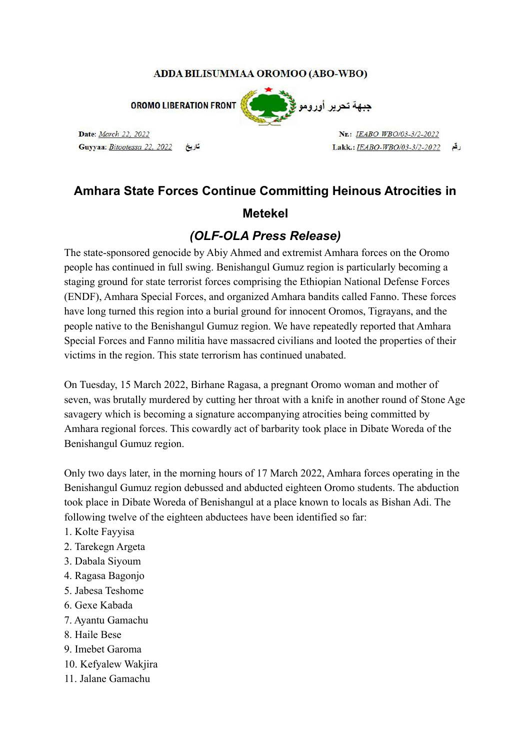**ADDA BILISUMMAA OROMOO (ABO-WBO)**

**OROMO LIBERATION FRONT** جبهة تحرير أورومو

Date: March 22, 2022
Guyyaa: Bitootessa 22, 2022 تاريخ

Nr.: IEABO WBO/03-3/2-2022
Lakk.: IEABO-WBO/03-3/2-2022 رقم

# Amhara State Forces Continue Committing Heinous Atrocities in Metekel

## *(OLF-OLA Press Release)*

The state-sponsored genocide by Abiy Ahmed and extremist Amhara forces on the Oromo people has continued in full swing. Benishangul Gumuz region is particularly becoming a staging ground for state terrorist forces comprising the Ethiopian National Defense Forces (ENDF), Amhara Special Forces, and organized Amhara bandits called Fanno. These forces have long turned this region into a burial ground for innocent Oromos, Tigrayans, and the people native to the Benishangul Gumuz region. We have repeatedly reported that Amhara Special Forces and Fanno militia have massacred civilians and looted the properties of their victims in the region. This state terrorism has continued unabated.

On Tuesday, 15 March 2022, Birhane Ragasa, a pregnant Oromo woman and mother of seven, was brutally murdered by cutting her throat with a knife in another round of Stone Age savagery which is becoming a signature accompanying atrocities being committed by Amhara regional forces. This cowardly act of barbarity took place in Dibate Woreda of the Benishangul Gumuz region.

Only two days later, in the morning hours of 17 March 2022, Amhara forces operating in the Benishangul Gumuz region debussed and abducted eighteen Oromo students. The abduction took place in Dibate Woreda of Benishangul at a place known to locals as Bishan Adi. The following twelve of the eighteen abductees have been identified so far:

1. Kolte Fayyisa
2. Tarekegn Argeta
3. Dabala Siyoum
4. Ragasa Bagonjo
5. Jabesa Teshome
6. Gexe Kabada
7. Ayantu Gamachu
8. Haile Bese
9. Imebet Garoma
10. Kefyalew Wakjira
11. Jalane Gamachu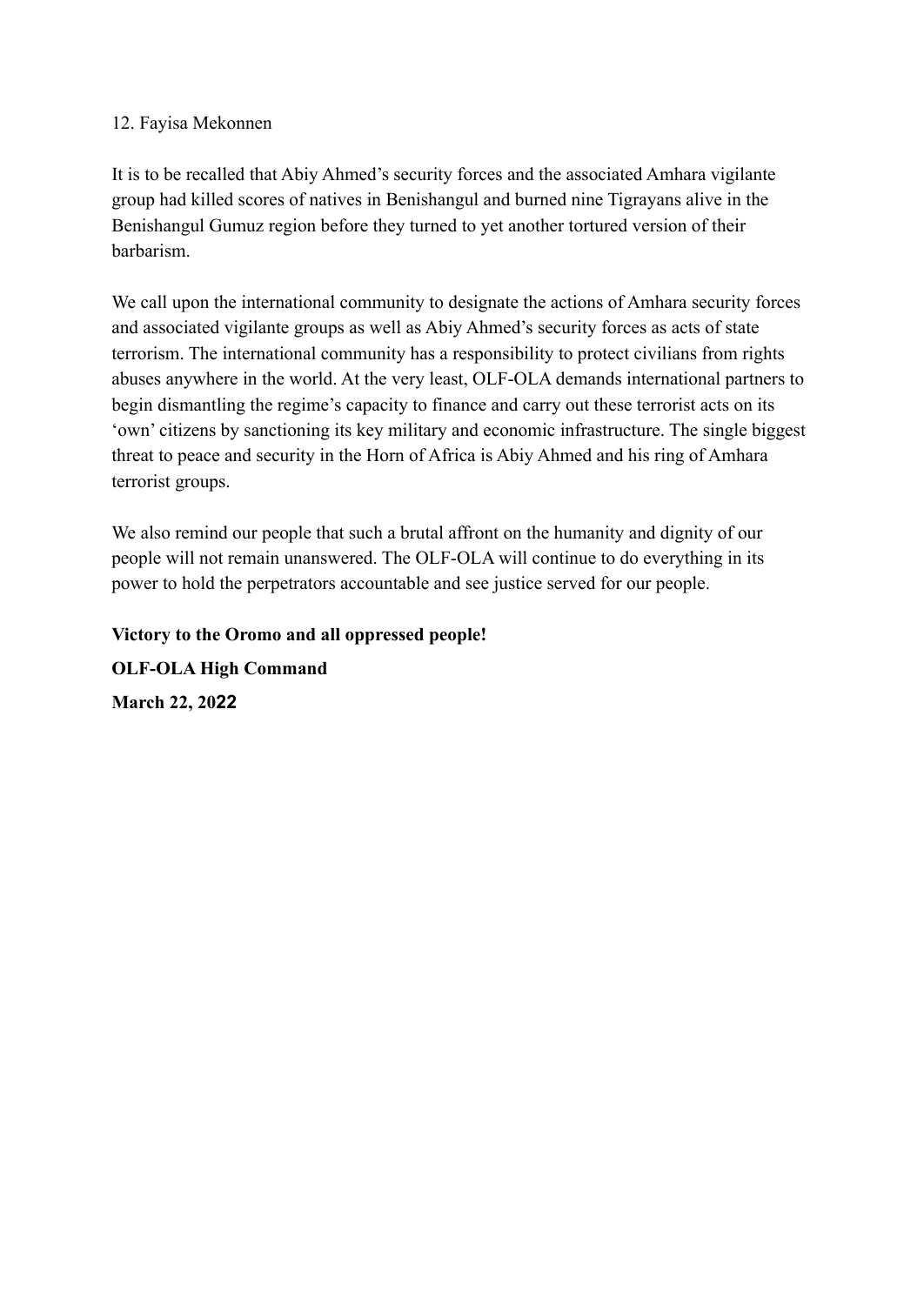12. Fayisa Mekonnen

It is to be recalled that Abiy Ahmed's security forces and the associated Amhara vigilante group had killed scores of natives in Benishangul and burned nine Tigrayans alive in the Benishangul Gumuz region before they turned to yet another tortured version of their barbarism.

We call upon the international community to designate the actions of Amhara security forces and associated vigilante groups as well as Abiy Ahmed's security forces as acts of state terrorism. The international community has a responsibility to protect civilians from rights abuses anywhere in the world. At the very least, OLF-OLA demands international partners to begin dismantling the regime's capacity to finance and carry out these terrorist acts on its 'own' citizens by sanctioning its key military and economic infrastructure. The single biggest threat to peace and security in the Horn of Africa is Abiy Ahmed and his ring of Amhara terrorist groups.

We also remind our people that such a brutal affront on the humanity and dignity of our people will not remain unanswered. The OLF-OLA will continue to do everything in its power to hold the perpetrators accountable and see justice served for our people.

**Victory to the Oromo and all oppressed people!**

**OLF-OLA High Command**

**March 22, 2022**